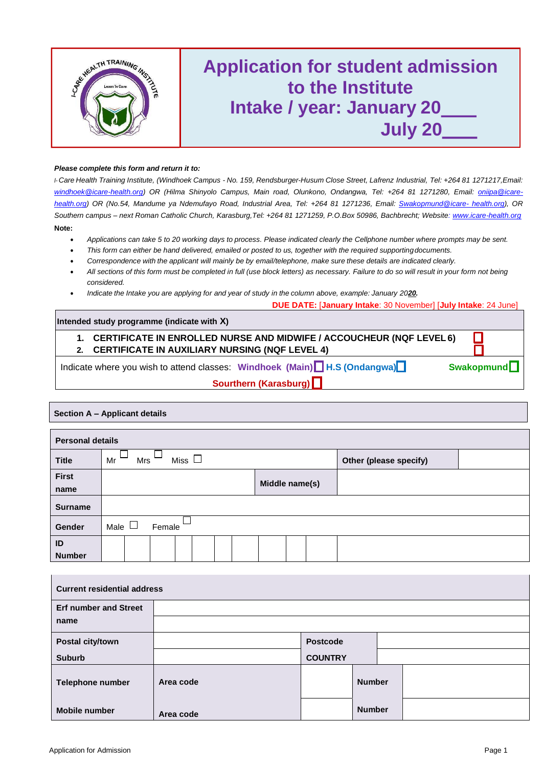# Application for student admission to the Institute

## Intake / year: January 20\_\_\_\_ July 20\_\_\_\_

***Please complete this form and return it to:***

*I- Care Health Training Institute, (Windhoek Campus - No. 159, Rendsburger-Husum Close Street, Lafrenz Industrial, Tel: +264 81 1271217,Email: windhoek@icare-health.org) OR (Hilma Shinyolo Campus, Main road, Olunkono, Ondangwa, Tel: +264 81 1271280, Email: oniipa@icare-health.org) OR (No.54, Mandume ya Ndemufayo Road, Industrial Area, Tel: +264 81 1271236, Email: Swakopmund@icare- health.org), OR Southern campus – next Roman Catholic Church, Karasburg,Tel: +264 81 1271259, P.O.Box 50986, Bachbrecht; Website: www.icare-health.org*

**Note:**

- *Applications can take 5 to 20 working days to process. Please indicated clearly the Cellphone number where prompts may be sent.*
- *This form can either be hand delivered, emailed or posted to us, together with the required supporting documents.*
- *Correspondence with the applicant will mainly be by email/telephone, make sure these details are indicated clearly.*
- *All sections of this form must be completed in full (use block letters) as necessary. Failure to do so will result in your form not being considered.*
- *Indicate the Intake you are applying for and year of study in the column above, example: January 20**20.***

**DUE DATE:** [**January Intake**: 30 November] [**July Intake**: 24 June]

| **Intended study programme (indicate with X)** |
|---|
| **1. CERTIFICATE IN ENROLLED NURSE AND MIDWIFE / ACCOUCHEUR (NQF LEVEL 6)** ☐<br>**2. CERTIFICATE IN AUXILIARY NURSING (NQF LEVEL 4)** ☐ |
| Indicate where you wish to attend classes: **Windhoek (Main)** ☐ **H.S (Ondangwa)** ☐ **Swakopmund** ☐ **Sourthern (Karasburg)** ☐ |

### Section A – Applicant details

| **Personal details** | | | | |
|---|---|---|---|---|
| **Title** | Mr ☐ Mrs ☐ Miss ☐ | | **Other (please specify)** | |
| **First name** | | **Middle name(s)** | | |
| **Surname** | | | | |
| **Gender** | Male ☐ Female ☐ | | | |
| **ID Number** | | | | |

| **Current residential address** | | | | |
|---|---|---|---|---|
| **Erf number and Street name** | | | | |
| **Postal city/town** | | **Postcode** | | |
| **Suburb** | | **COUNTRY** | | |
| **Telephone number** | **Area code** | | **Number** | |
| **Mobile number** | **Area code** | | **Number** | |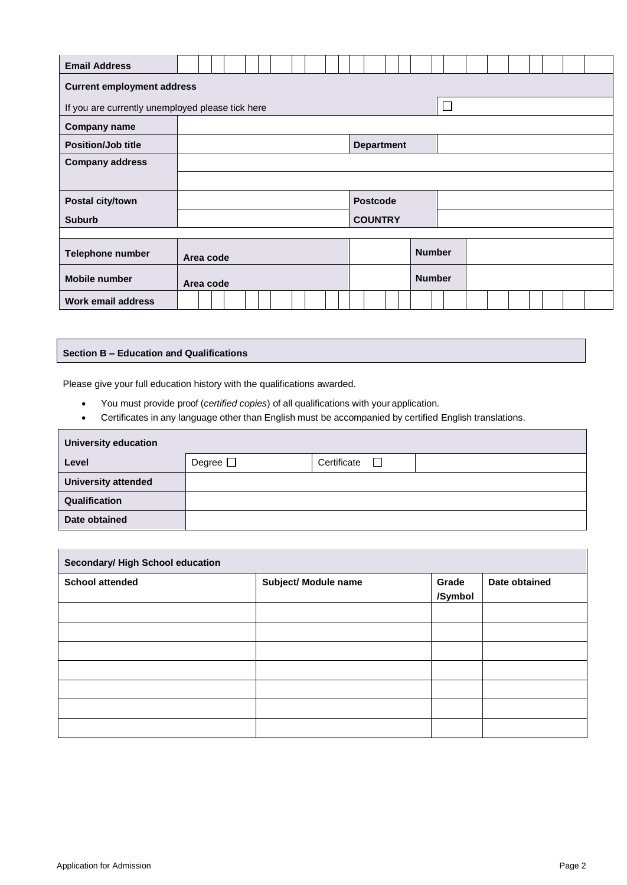| Email Address | |
|---|---|
| **Current employment address** | |
| If you are currently unemployed please tick here | ☐ |

| | | | |
|---|---|---|---|
| **Company name** | | | |
| **Position/Job title** | | **Department** | |
| **Company address** | | | |
| | | | |
| **Postal city/town** | | **Postcode** | |
| **Suburb** | | **COUNTRY** | |

| | | | | |
|---|---|---|---|---|
| **Telephone number** | **Area code** | | **Number** | |
| **Mobile number** | **Area code** | | **Number** | |
| **Work email address** | | | | |

## Section B – Education and Qualifications

Please give your full education history with the qualifications awarded.

- You must provide proof (*certified copies*) of all qualifications with your application.
- Certificates in any language other than English must be accompanied by certified English translations.

| University education | | | |
|---|---|---|---|
| **Level** | Degree ☐ | Certificate ☐ | |
| **University attended** | | | |
| **Qualification** | | | |
| **Date obtained** | | | |

| Secondary/ High School education | | | |
|---|---|---|---|
| **School attended** | **Subject/ Module name** | **Grade /Symbol** | **Date obtained** |
| | | | |
| | | | |
| | | | |
| | | | |
| | | | |
| | | | |
| | | | |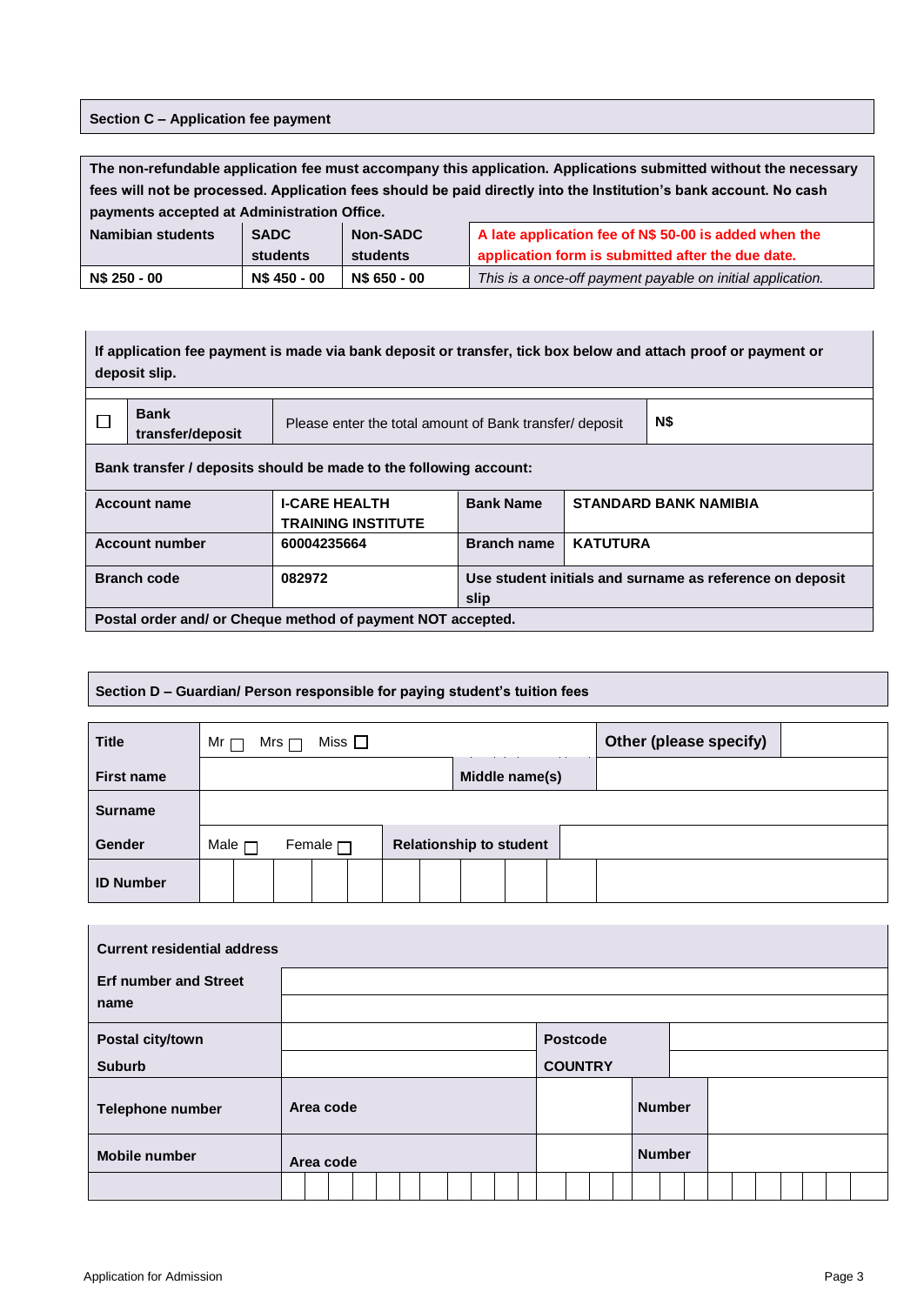## Section C – Application fee payment

| The non-refundable application fee must accompany this application. Applications submitted without the necessary fees will not be processed. Application fees should be paid directly into the Institution's bank account. No cash payments accepted at Administration Office. | | | |
|---|---|---|---|
| **Namibian students** | **SADC students** | **Non-SADC students** | **A late application fee of N$ 50-00 is added when the application form is submitted after the due date.** |
| **N$ 250 - 00** | **N$ 450 - 00** | **N$ 650 - 00** | *This is a once-off payment payable on initial application.* |

**If application fee payment is made via bank deposit or transfer, tick box below and attach proof or payment or deposit slip.**

| ☐ | **Bank transfer/deposit** | Please enter the total amount of Bank transfer/ deposit | **N$** |
|---|---|---|---|

**Bank transfer / deposits should be made to the following account:**

| | | | |
|---|---|---|---|
| **Account name** | **I-CARE HEALTH TRAINING INSTITUTE** | **Bank Name** | **STANDARD BANK NAMIBIA** |
| **Account number** | **60004235664** | **Branch name** | **KATUTURA** |
| **Branch code** | **082972** | **Use student initials and surname as reference on deposit slip** | |

**Postal order and/ or Cheque method of payment NOT accepted.**

## Section D – Guardian/ Person responsible for paying student's tuition fees

| | | | |
|---|---|---|---|
| **Title** | Mr ☐ Mrs ☐ Miss ☐ | **Other (please specify)** | |
| **First name** | | **Middle name(s)** | |
| **Surname** | | | |
| **Gender** | Male ☐ Female ☐ | **Relationship to student** | |
| **ID Number** | | | |

**Current residential address**

| | | | |
|---|---|---|---|
| **Erf number and Street name** | | | |
| **Postal city/town** | | **Postcode** | |
| **Suburb** | | **COUNTRY** | |
| **Telephone number** | **Area code** | | **Number** |
| **Mobile number** | **Area code** | | **Number** |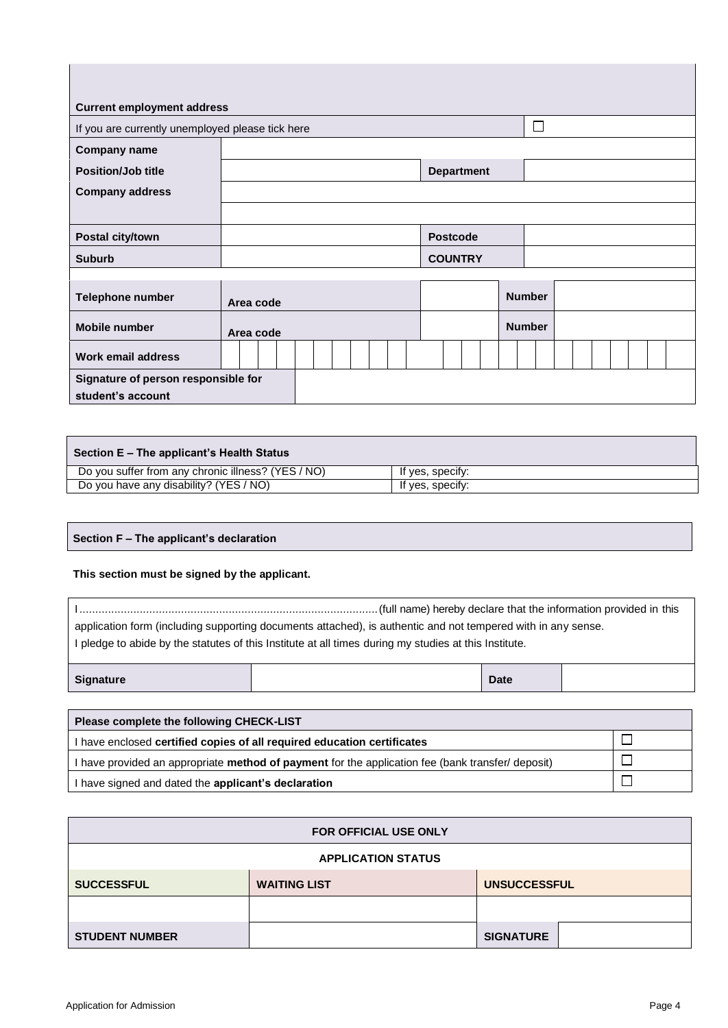| | | | |
|---|---|---|---|
| **Current employment address** | | | |
| If you are currently unemployed please tick here | ☐ | | |
| **Company name** | | | |
| **Position/Job title** | | **Department** | |
| **Company address** | | | |
| | | | |
| **Postal city/town** | | **Postcode** | |
| **Suburb** | | **COUNTRY** | |

| | | | | |
|---|---|---|---|---|
| **Telephone number** | Area code | | **Number** | |
| **Mobile number** | Area code | | **Number** | |
| **Work email address** | | | | |
| **Signature of person responsible for student's account** | | | | |

| **Section E – The applicant's Health Status** | |
|---|---|
| Do you suffer from any chronic illness? (YES / NO) | If yes, specify: |
| Do you have any disability? (YES / NO) | If yes, specify: |

**Section F – The applicant's declaration**

**This section must be signed by the applicant.**

I ............................................................................................ (full name) hereby declare that the information provided in this application form (including supporting documents attached), is authentic and not tempered with in any sense.
I pledge to abide by the statutes of this Institute at all times during my studies at this Institute.

| | | | |
|---|---|---|---|
| **Signature** | | **Date** | |

| **Please complete the following CHECK-LIST** | |
|---|---|
| I have enclosed **certified copies of all required education certificates** | ☐ |
| I have provided an appropriate **method of payment** for the application fee (bank transfer/ deposit) | ☐ |
| I have signed and dated the **applicant's declaration** | ☐ |

| **FOR OFFICIAL USE ONLY** | | | |
|---|---|---|---|
| **APPLICATION STATUS** | | | |
| **SUCCESSFUL** | **WAITING LIST** | **UNSUCCESSFUL** | |
| | | | |
| **STUDENT NUMBER** | | **SIGNATURE** | |